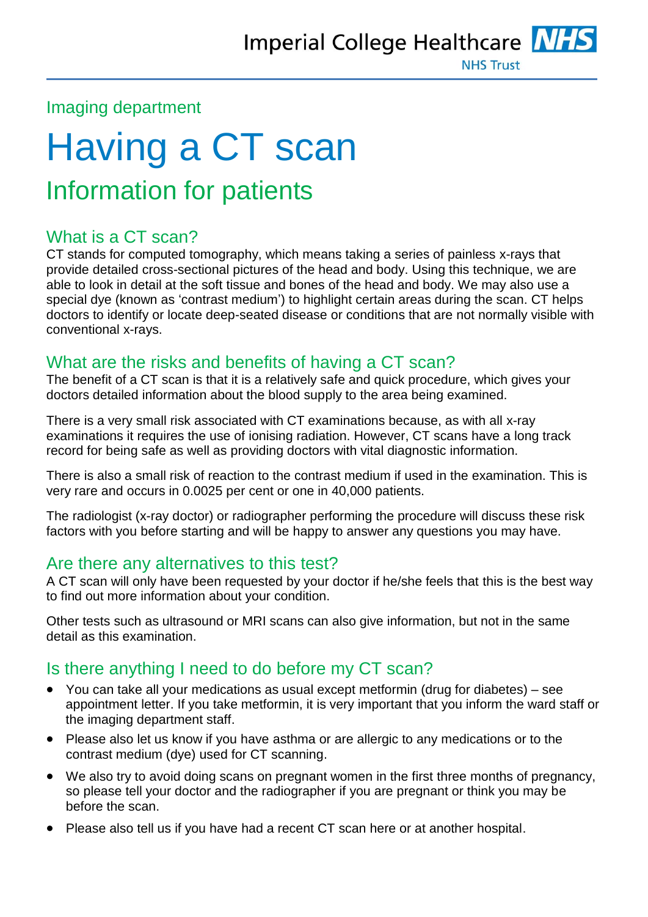Imperial College Healthcare NHS Trust

Imaging department

# Having a CT scan

## Information for patients

### What is a CT scan?

CT stands for computed tomography, which means taking a series of painless x-rays that provide detailed cross-sectional pictures of the head and body. Using this technique, we are able to look in detail at the soft tissue and bones of the head and body. We may also use a special dye (known as 'contrast medium') to highlight certain areas during the scan. CT helps doctors to identify or locate deep-seated disease or conditions that are not normally visible with conventional x-rays.

### What are the risks and benefits of having a CT scan?

The benefit of a CT scan is that it is a relatively safe and quick procedure, which gives your doctors detailed information about the blood supply to the area being examined.

There is a very small risk associated with CT examinations because, as with all x-ray examinations it requires the use of ionising radiation. However, CT scans have a long track record for being safe as well as providing doctors with vital diagnostic information.

There is also a small risk of reaction to the contrast medium if used in the examination. This is very rare and occurs in 0.0025 per cent or one in 40,000 patients.

The radiologist (x-ray doctor) or radiographer performing the procedure will discuss these risk factors with you before starting and will be happy to answer any questions you may have.

### Are there any alternatives to this test?

A CT scan will only have been requested by your doctor if he/she feels that this is the best way to find out more information about your condition.

Other tests such as ultrasound or MRI scans can also give information, but not in the same detail as this examination.

### Is there anything I need to do before my CT scan?

- You can take all your medications as usual except metformin (drug for diabetes) – see appointment letter. If you take metformin, it is very important that you inform the ward staff or the imaging department staff.
- Please also let us know if you have asthma or are allergic to any medications or to the contrast medium (dye) used for CT scanning.
- We also try to avoid doing scans on pregnant women in the first three months of pregnancy, so please tell your doctor and the radiographer if you are pregnant or think you may be before the scan.
- Please also tell us if you have had a recent CT scan here or at another hospital.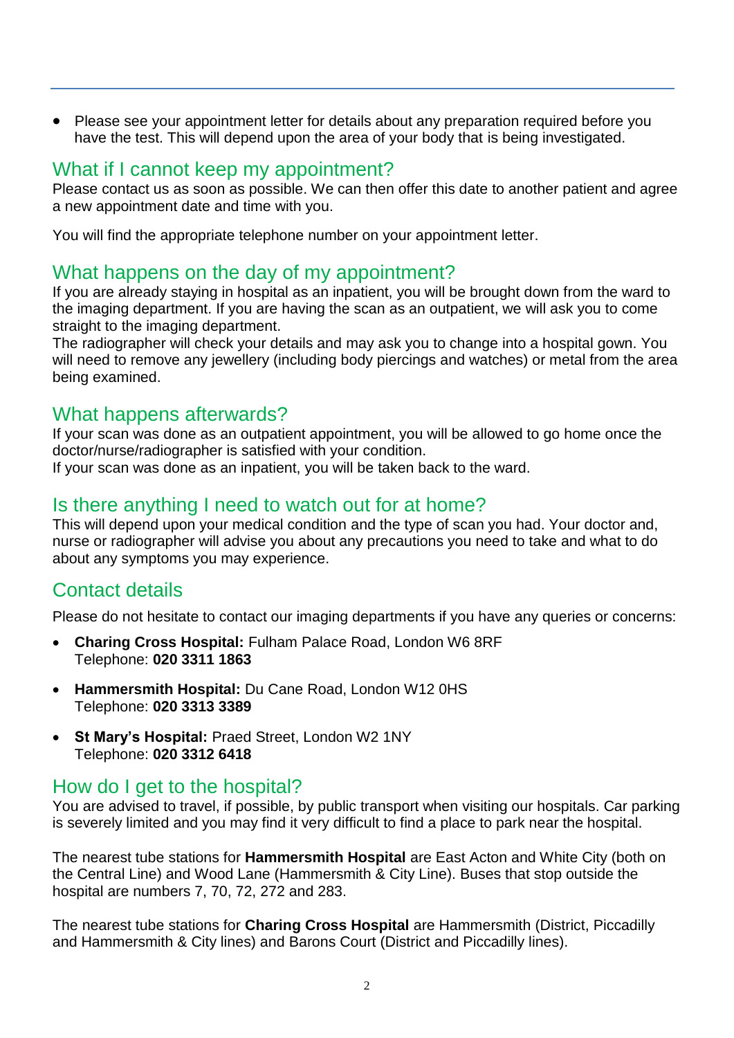- Please see your appointment letter for details about any preparation required before you have the test. This will depend upon the area of your body that is being investigated.

## What if I cannot keep my appointment?

Please contact us as soon as possible. We can then offer this date to another patient and agree a new appointment date and time with you.

You will find the appropriate telephone number on your appointment letter.

## What happens on the day of my appointment?

If you are already staying in hospital as an inpatient, you will be brought down from the ward to the imaging department. If you are having the scan as an outpatient, we will ask you to come straight to the imaging department.

The radiographer will check your details and may ask you to change into a hospital gown. You will need to remove any jewellery (including body piercings and watches) or metal from the area being examined.

## What happens afterwards?

If your scan was done as an outpatient appointment, you will be allowed to go home once the doctor/nurse/radiographer is satisfied with your condition.

If your scan was done as an inpatient, you will be taken back to the ward.

## Is there anything I need to watch out for at home?

This will depend upon your medical condition and the type of scan you had. Your doctor and, nurse or radiographer will advise you about any precautions you need to take and what to do about any symptoms you may experience.

## Contact details

Please do not hesitate to contact our imaging departments if you have any queries or concerns:

- **Charing Cross Hospital:** Fulham Palace Road, London W6 8RF
  Telephone: **020 3311 1863**
- **Hammersmith Hospital:** Du Cane Road, London W12 0HS
  Telephone: **020 3313 3389**
- **St Mary's Hospital:** Praed Street, London W2 1NY
  Telephone: **020 3312 6418**

## How do I get to the hospital?

You are advised to travel, if possible, by public transport when visiting our hospitals. Car parking is severely limited and you may find it very difficult to find a place to park near the hospital.

The nearest tube stations for **Hammersmith Hospital** are East Acton and White City (both on the Central Line) and Wood Lane (Hammersmith & City Line). Buses that stop outside the hospital are numbers 7, 70, 72, 272 and 283.

The nearest tube stations for **Charing Cross Hospital** are Hammersmith (District, Piccadilly and Hammersmith & City lines) and Barons Court (District and Piccadilly lines).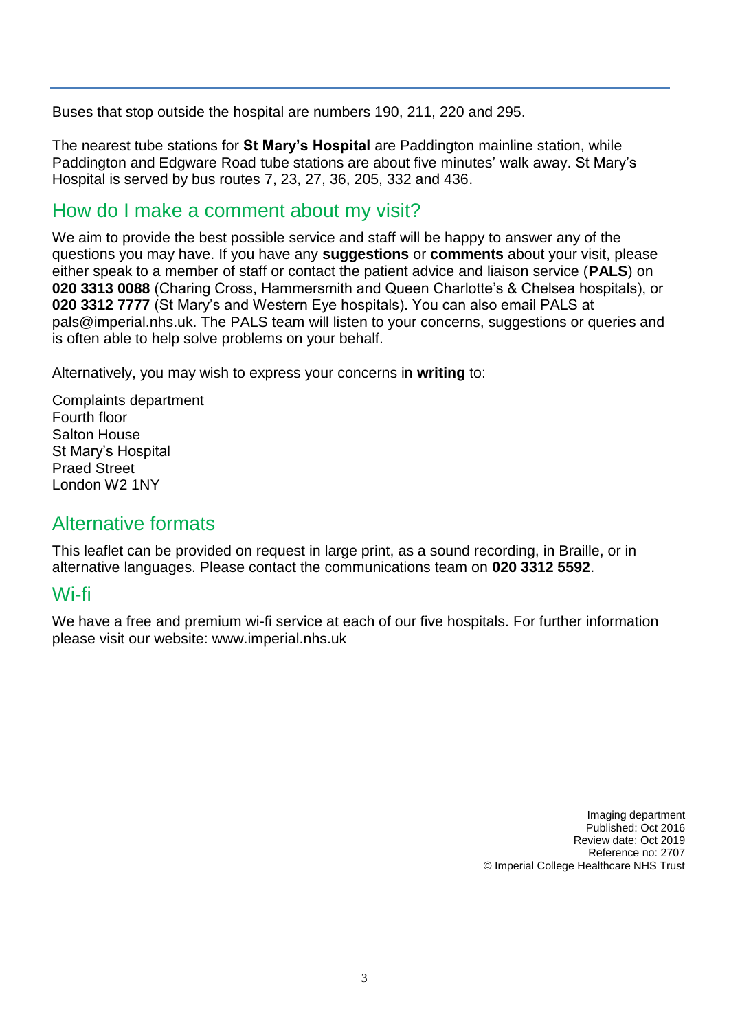Buses that stop outside the hospital are numbers 190, 211, 220 and 295.

The nearest tube stations for **St Mary's Hospital** are Paddington mainline station, while Paddington and Edgware Road tube stations are about five minutes' walk away. St Mary's Hospital is served by bus routes 7, 23, 27, 36, 205, 332 and 436.

## How do I make a comment about my visit?

We aim to provide the best possible service and staff will be happy to answer any of the questions you may have. If you have any **suggestions** or **comments** about your visit, please either speak to a member of staff or contact the patient advice and liaison service (**PALS**) on **020 3313 0088** (Charing Cross, Hammersmith and Queen Charlotte's & Chelsea hospitals), or **020 3312 7777** (St Mary's and Western Eye hospitals). You can also email PALS at pals@imperial.nhs.uk. The PALS team will listen to your concerns, suggestions or queries and is often able to help solve problems on your behalf.

Alternatively, you may wish to express your concerns in **writing** to:

Complaints department
Fourth floor
Salton House
St Mary's Hospital
Praed Street
London W2 1NY

## Alternative formats

This leaflet can be provided on request in large print, as a sound recording, in Braille, or in alternative languages. Please contact the communications team on **020 3312 5592**.

## Wi-fi

We have a free and premium wi-fi service at each of our five hospitals. For further information please visit our website: www.imperial.nhs.uk

Imaging department
Published: Oct 2016
Review date: Oct 2019
Reference no: 2707
© Imperial College Healthcare NHS Trust